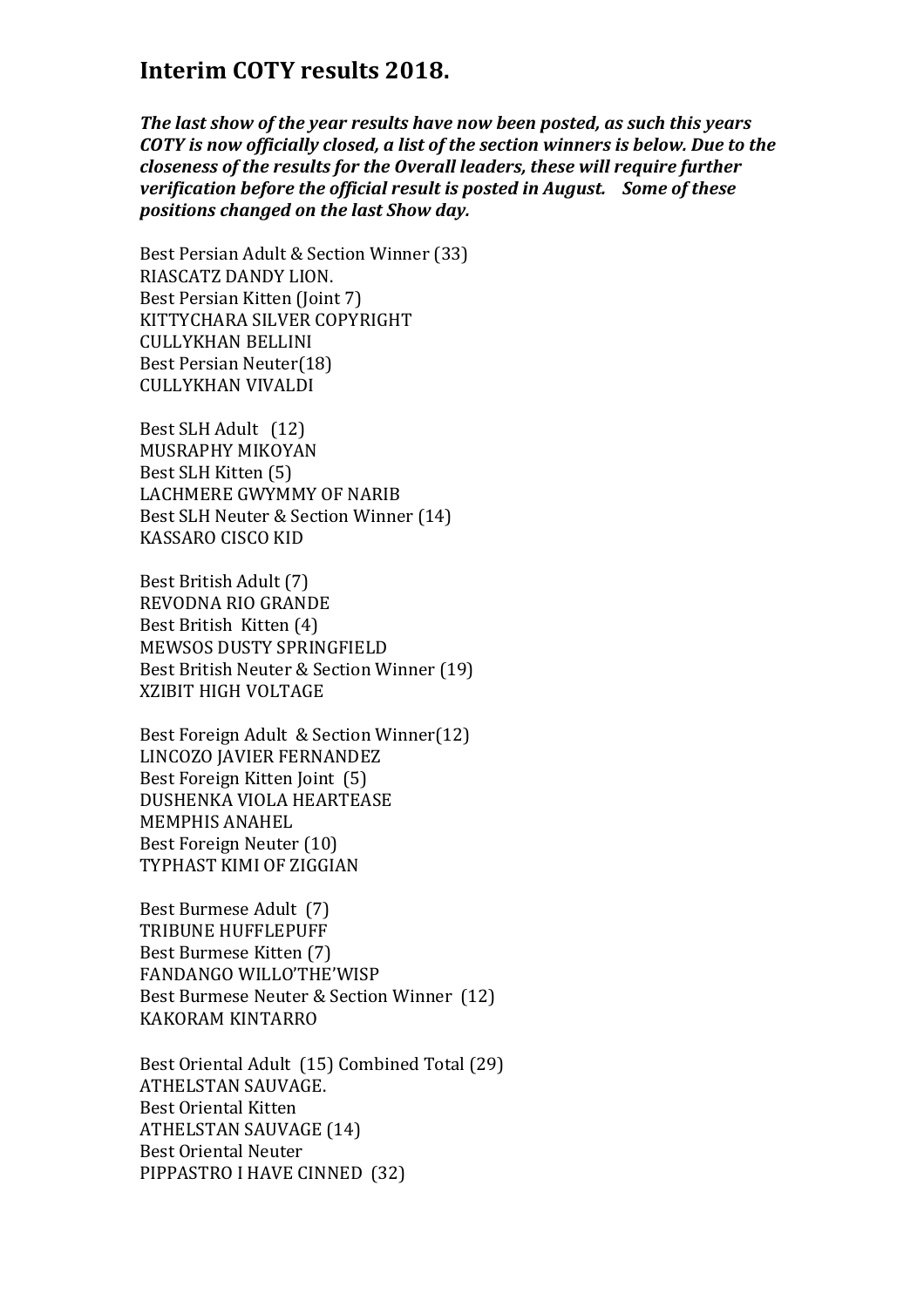## Interim COTY results 2018.

***The last show of the year results have now been posted, as such this years COTY is now officially closed, a list of the section winners is below. Due to the closeness of the results for the Overall leaders, these will require further verification before the official result is posted in August. Some of these positions changed on the last Show day.***

Best Persian Adult & Section Winner (33)
RIASCATZ DANDY LION.
Best Persian Kitten (Joint 7)
KITTYCHARA SILVER COPYRIGHT
CULLYKHAN BELLINI
Best Persian Neuter(18)
CULLYKHAN VIVALDI

Best SLH Adult (12)
MUSRAPHY MIKOYAN
Best SLH Kitten (5)
LACHMERE GWYMMY OF NARIB
Best SLH Neuter & Section Winner (14)
KASSARO CISCO KID

Best British Adult (7)
REVODNA RIO GRANDE
Best British Kitten (4)
MEWSOS DUSTY SPRINGFIELD
Best British Neuter & Section Winner (19)
XZIBIT HIGH VOLTAGE

Best Foreign Adult & Section Winner(12)
LINCOZO JAVIER FERNANDEZ
Best Foreign Kitten Joint (5)
DUSHENKA VIOLA HEARTEASE
MEMPHIS ANAHEL
Best Foreign Neuter (10)
TYPHAST KIMI OF ZIGGIAN

Best Burmese Adult (7)
TRIBUNE HUFFLEPUFF
Best Burmese Kitten (7)
FANDANGO WILLO'THE'WISP
Best Burmese Neuter & Section Winner (12)
KAKORAM KINTARRO

Best Oriental Adult (15) Combined Total (29)
ATHELSTAN SAUVAGE.
Best Oriental Kitten
ATHELSTAN SAUVAGE (14)
Best Oriental Neuter
PIPPASTRO I HAVE CINNED (32)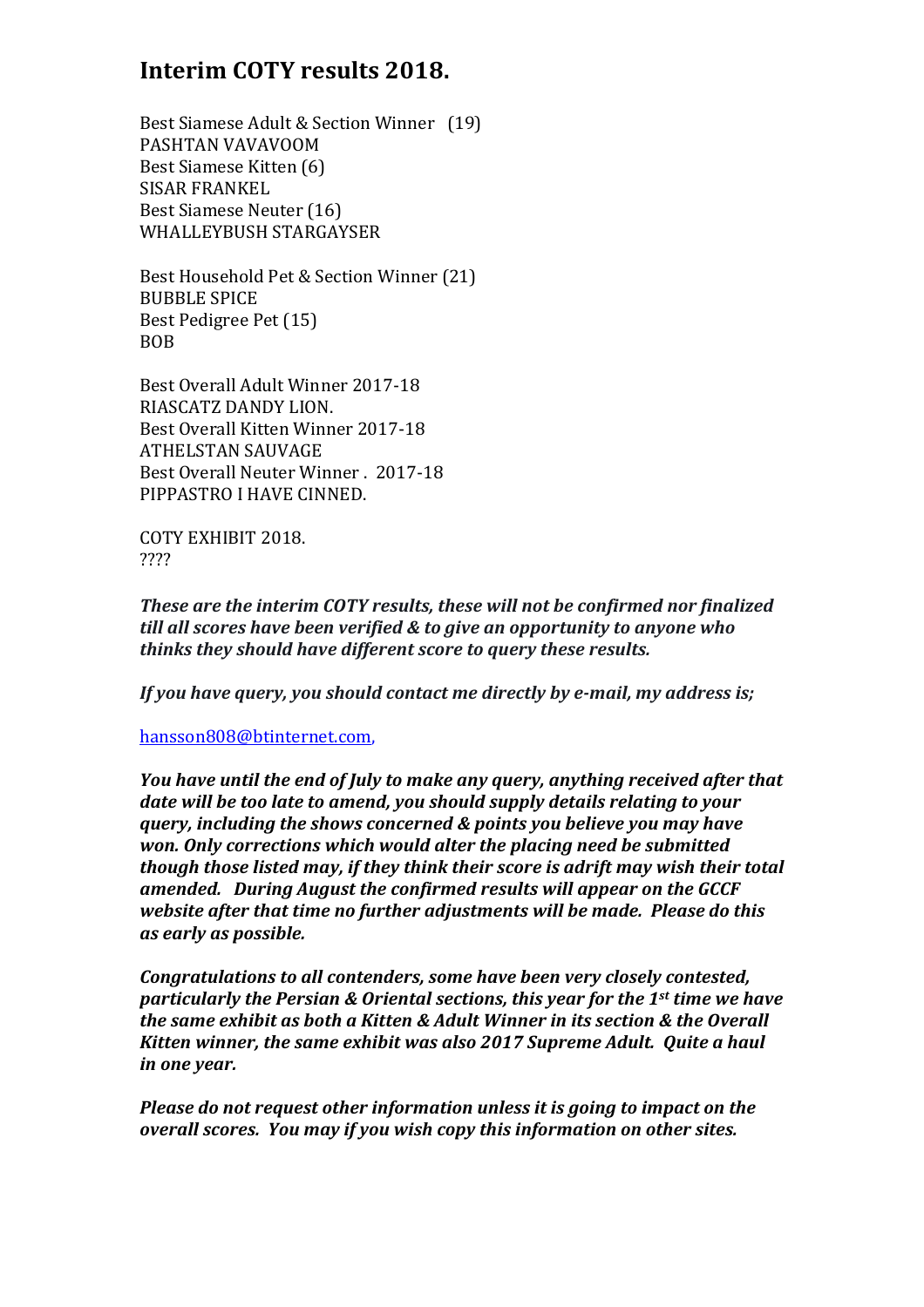## Interim COTY results 2018.

Best Siamese Adult & Section Winner (19)
PASHTAN VAVAVOOM
Best Siamese Kitten (6)
SISAR FRANKEL
Best Siamese Neuter (16)
WHALLEYBUSH STARGAYSER

Best Household Pet & Section Winner (21)
BUBBLE SPICE
Best Pedigree Pet (15)
BOB

Best Overall Adult Winner 2017-18
RIASCATZ DANDY LION.
Best Overall Kitten Winner 2017-18
ATHELSTAN SAUVAGE
Best Overall Neuter Winner . 2017-18
PIPPASTRO I HAVE CINNED.

COTY EXHIBIT 2018.
????

***These are the interim COTY results, these will not be confirmed nor finalized till all scores have been verified & to give an opportunity to anyone who thinks they should have different score to query these results.***

***If you have query, you should contact me directly by e-mail, my address is;***

hansson808@btinternet.com,

***You have until the end of July to make any query, anything received after that date will be too late to amend, you should supply details relating to your query, including the shows concerned & points you believe you may have won. Only corrections which would alter the placing need be submitted though those listed may, if they think their score is adrift may wish their total amended. During August the confirmed results will appear on the GCCF website after that time no further adjustments will be made. Please do this as early as possible.***

***Congratulations to all contenders, some have been very closely contested, particularly the Persian & Oriental sections, this year for the 1st time we have the same exhibit as both a Kitten & Adult Winner in its section & the Overall Kitten winner, the same exhibit was also 2017 Supreme Adult. Quite a haul in one year.***

***Please do not request other information unless it is going to impact on the overall scores. You may if you wish copy this information on other sites.***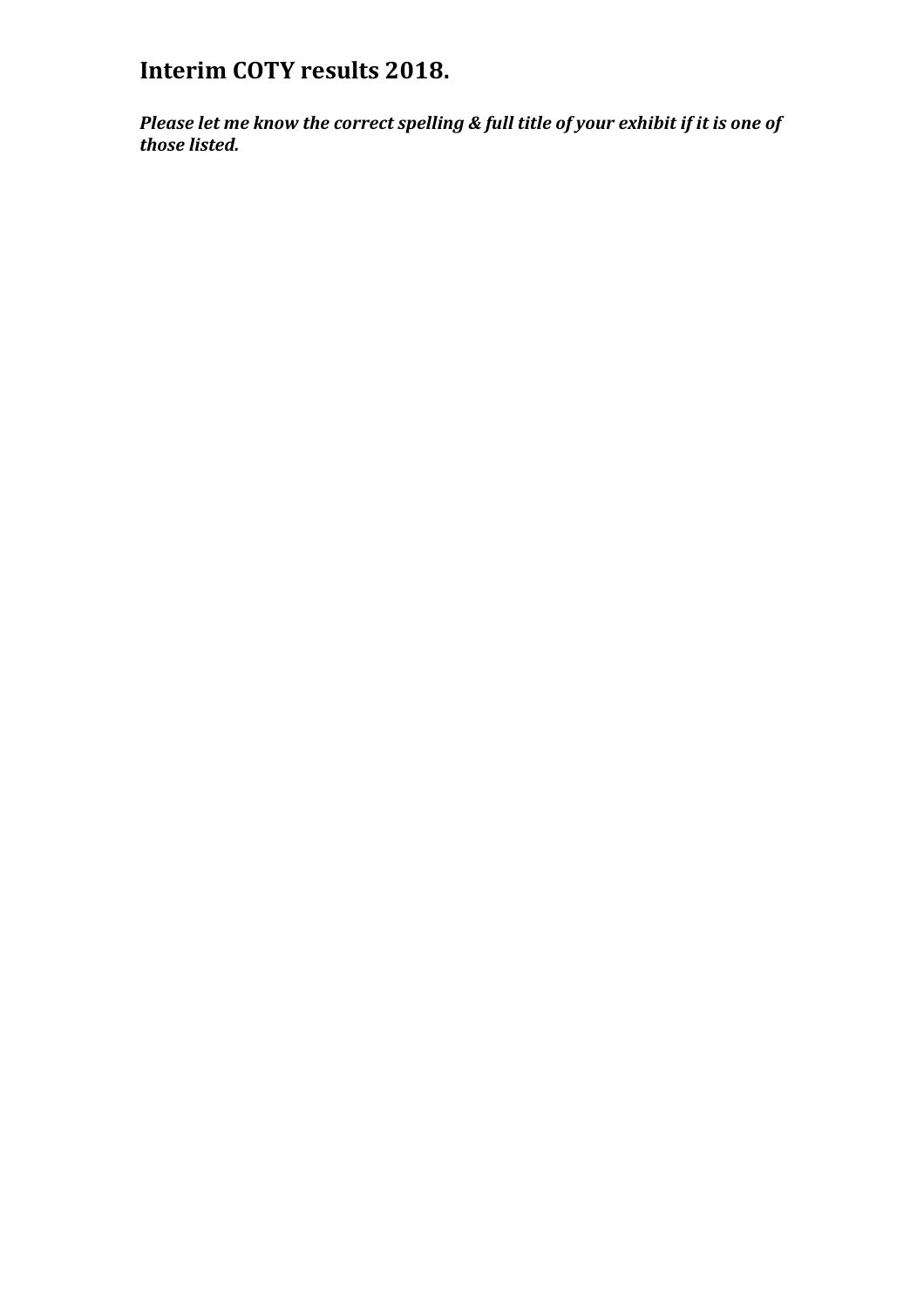# Interim COTY results 2018.

***Please let me know the correct spelling & full title of your exhibit if it is one of those listed.***